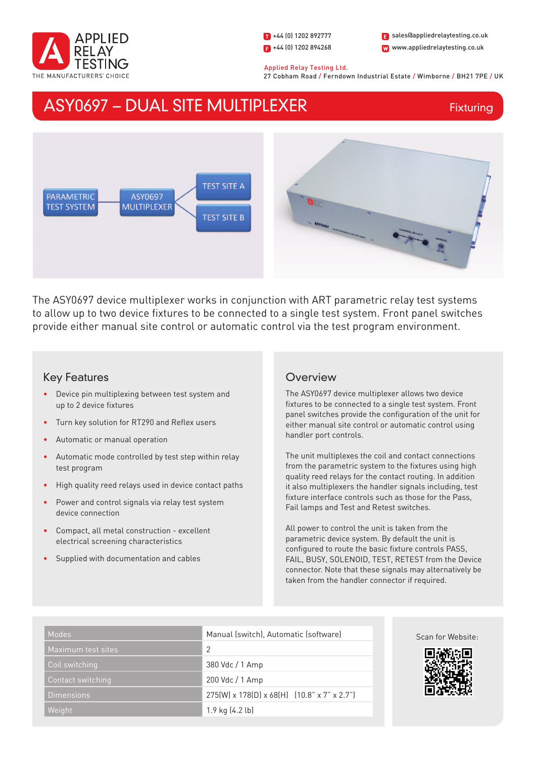APPLIED RELAY TESTING
THE MANUFACTURERS' CHOICE

T +44 (0) 1202 892777
F +44 (0) 1202 894268
E sales@appliedrelaytesting.co.uk
W www.appliedrelaytesting.co.uk

Applied Relay Testing Ltd.
27 Cobham Road / Ferndown Industrial Estate / Wimborne / BH21 7PE / UK

# ASY0697 – DUAL SITE MULTIPLEXER

Fixturing

PARAMETRIC TEST SYSTEM → ASY0697 MULTIPLEXER → TEST SITE A / TEST SITE B

The ASY0697 device multiplexer works in conjunction with ART parametric relay test systems to allow up to two device fixtures to be connected to a single test system. Front panel switches provide either manual site control or automatic control via the test program environment.

## Key Features

- Device pin multiplexing between test system and up to 2 device fixtures
- Turn key solution for RT290 and Reflex users
- Automatic or manual operation
- Automatic mode controlled by test step within relay test program
- High quality reed relays used in device contact paths
- Power and control signals via relay test system device connection
- Compact, all metal construction - excellent electrical screening characteristics
- Supplied with documentation and cables

## Overview

The ASY0697 device multiplexer allows two device fixtures to be connected to a single test system. Front panel switches provide the configuration of the unit for either manual site control or automatic control using handler port controls.

The unit multiplexes the coil and contact connections from the parametric system to the fixtures using high quality reed relays for the contact routing. In addition it also multiplexers the handler signals including, test fixture interface controls such as those for the Pass, Fail lamps and Test and Retest switches.

All power to control the unit is taken from the parametric device system. By default the unit is configured to route the basic fixture controls PASS, FAIL, BUSY, SOLENOID, TEST, RETEST from the Device connector. Note that these signals may alternatively be taken from the handler connector if required.

| | |
|---|---|
| Modes | Manual (switch), Automatic (software) |
| Maximum test sites | 2 |
| Coil switching | 380 Vdc / 1 Amp |
| Contact switching | 200 Vdc / 1 Amp |
| Dimensions | 275(W) x 178(D) x 68(H) (10.8" x 7" x 2.7") |
| Weight | 1.9 kg (4.2 lb) |

Scan for Website: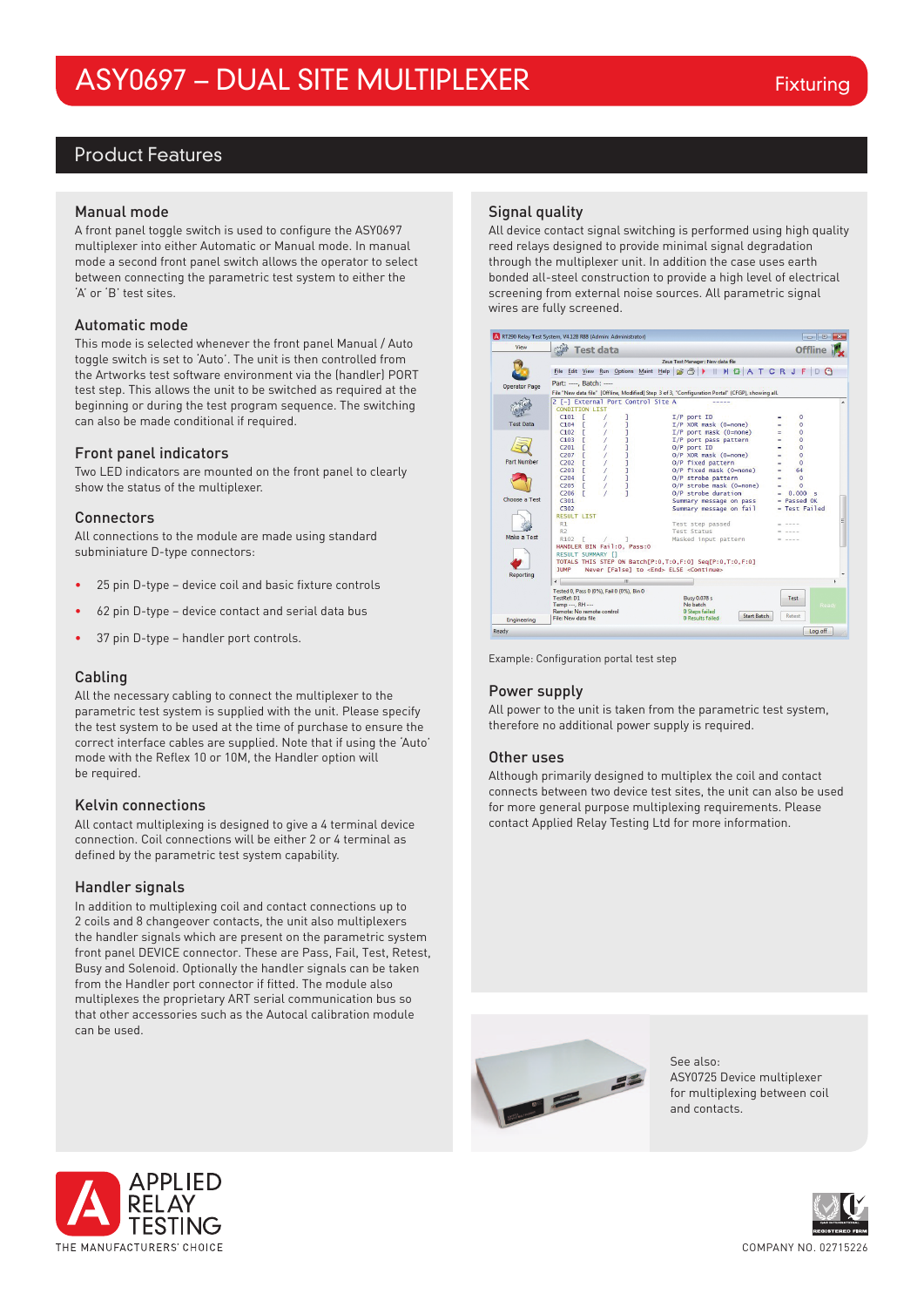# ASY0697 – DUAL SITE MULTIPLEXER

Fixturing

## Product Features

### Manual mode

A front panel toggle switch is used to configure the ASY0697 multiplexer into either Automatic or Manual mode. In manual mode a second front panel switch allows the operator to select between connecting the parametric test system to either the 'A' or 'B' test sites.

### Automatic mode

This mode is selected whenever the front panel Manual / Auto toggle switch is set to 'Auto'. The unit is then controlled from the Artworks test software environment via the (handler) PORT test step. This allows the unit to be switched as required at the beginning or during the test program sequence. The switching can also be made conditional if required.

### Front panel indicators

Two LED indicators are mounted on the front panel to clearly show the status of the multiplexer.

### Connectors

All connections to the module are made using standard subminiature D-type connectors:

- 25 pin D-type – device coil and basic fixture controls
- 62 pin D-type – device contact and serial data bus
- 37 pin D-type – handler port controls.

### Cabling

All the necessary cabling to connect the multiplexer to the parametric test system is supplied with the unit. Please specify the test system to be used at the time of purchase to ensure the correct interface cables are supplied. Note that if using the 'Auto' mode with the Reflex 10 or 10M, the Handler option will be required.

### Kelvin connections

All contact multiplexing is designed to give a 4 terminal device connection. Coil connections will be either 2 or 4 terminal as defined by the parametric test system capability.

### Handler signals

In addition to multiplexing coil and contact connections up to 2 coils and 8 changeover contacts, the unit also multiplexers the handler signals which are present on the parametric system front panel DEVICE connector. These are Pass, Fail, Test, Retest, Busy and Solenoid. Optionally the handler signals can be taken from the Handler port connector if fitted. The module also multiplexes the proprietary ART serial communication bus so that other accessories such as the Autocal calibration module can be used.

### Signal quality

All device contact signal switching is performed using high quality reed relays designed to provide minimal signal degradation through the multiplexer unit. In addition the case uses earth bonded all-steel construction to provide a high level of electrical screening from external noise sources. All parametric signal wires are fully screened.

Example: Configuration portal test step

### Power supply

All power to the unit is taken from the parametric test system, therefore no additional power supply is required.

### Other uses

Although primarily designed to multiplex the coil and contact connects between two device test sites, the unit can also be used for more general purpose multiplexing requirements. Please contact Applied Relay Testing Ltd for more information.

See also:
ASY0725 Device multiplexer for multiplexing between coil and contacts.

APPLIED RELAY TESTING
THE MANUFACTURERS' CHOICE

COMPANY NO. 02715226